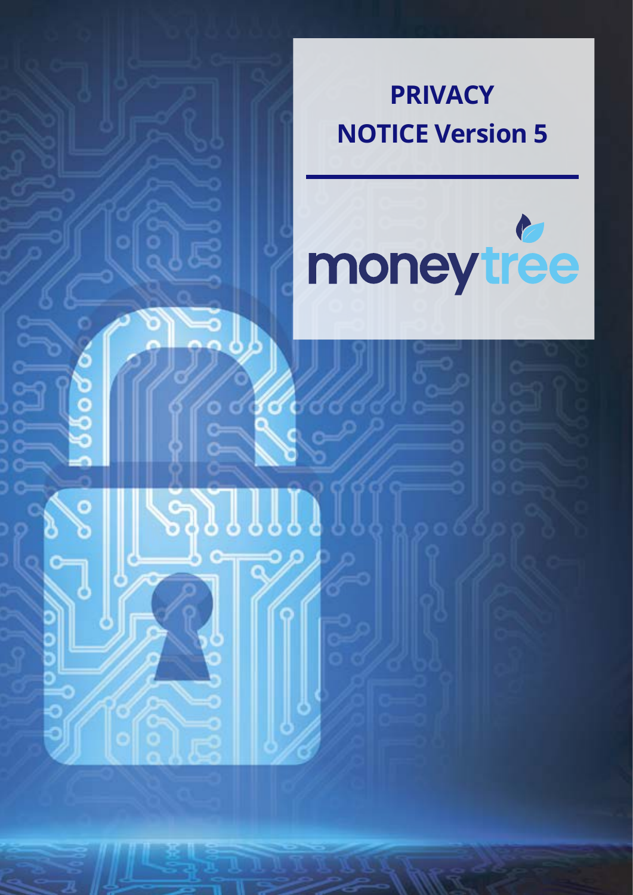# PRIVACY NOTICE Version 5

moneytree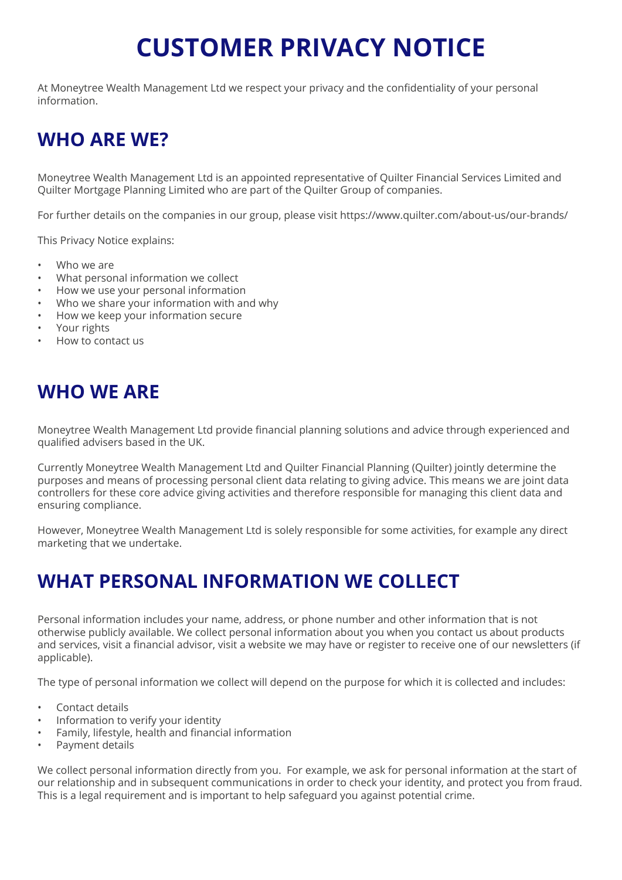# CUSTOMER PRIVACY NOTICE

At Moneytree Wealth Management Ltd we respect your privacy and the confidentiality of your personal information.

## WHO ARE WE?

Moneytree Wealth Management Ltd is an appointed representative of Quilter Financial Services Limited and Quilter Mortgage Planning Limited who are part of the Quilter Group of companies.

For further details on the companies in our group, please visit https://www.quilter.com/about-us/our-brands/

This Privacy Notice explains:

- Who we are
- What personal information we collect
- How we use your personal information
- Who we share your information with and why
- How we keep your information secure
- Your rights
- How to contact us

## WHO WE ARE

Moneytree Wealth Management Ltd provide financial planning solutions and advice through experienced and qualified advisers based in the UK.

Currently Moneytree Wealth Management Ltd and Quilter Financial Planning (Quilter) jointly determine the purposes and means of processing personal client data relating to giving advice. This means we are joint data controllers for these core advice giving activities and therefore responsible for managing this client data and ensuring compliance.

However, Moneytree Wealth Management Ltd is solely responsible for some activities, for example any direct marketing that we undertake.

## WHAT PERSONAL INFORMATION WE COLLECT

Personal information includes your name, address, or phone number and other information that is not otherwise publicly available. We collect personal information about you when you contact us about products and services, visit a financial advisor, visit a website we may have or register to receive one of our newsletters (if applicable).

The type of personal information we collect will depend on the purpose for which it is collected and includes:

- Contact details
- Information to verify your identity
- Family, lifestyle, health and financial information
- Payment details

We collect personal information directly from you. For example, we ask for personal information at the start of our relationship and in subsequent communications in order to check your identity, and protect you from fraud. This is a legal requirement and is important to help safeguard you against potential crime.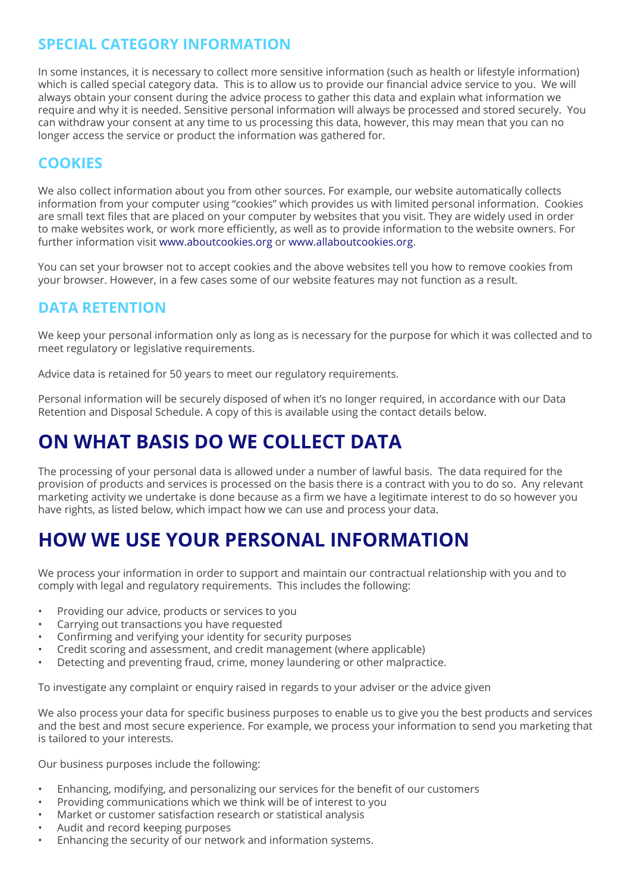## SPECIAL CATEGORY INFORMATION

In some instances, it is necessary to collect more sensitive information (such as health or lifestyle information) which is called special category data. This is to allow us to provide our financial advice service to you. We will always obtain your consent during the advice process to gather this data and explain what information we require and why it is needed. Sensitive personal information will always be processed and stored securely. You can withdraw your consent at any time to us processing this data, however, this may mean that you can no longer access the service or product the information was gathered for.

## COOKIES

We also collect information about you from other sources. For example, our website automatically collects information from your computer using "cookies" which provides us with limited personal information. Cookies are small text files that are placed on your computer by websites that you visit. They are widely used in order to make websites work, or work more efficiently, as well as to provide information to the website owners. For further information visit www.aboutcookies.org or www.allaboutcookies.org.

You can set your browser not to accept cookies and the above websites tell you how to remove cookies from your browser. However, in a few cases some of our website features may not function as a result.

## DATA RETENTION

We keep your personal information only as long as is necessary for the purpose for which it was collected and to meet regulatory or legislative requirements.

Advice data is retained for 50 years to meet our regulatory requirements.

Personal information will be securely disposed of when it's no longer required, in accordance with our Data Retention and Disposal Schedule. A copy of this is available using the contact details below.

# ON WHAT BASIS DO WE COLLECT DATA

The processing of your personal data is allowed under a number of lawful basis. The data required for the provision of products and services is processed on the basis there is a contract with you to do so. Any relevant marketing activity we undertake is done because as a firm we have a legitimate interest to do so however you have rights, as listed below, which impact how we can use and process your data.

# HOW WE USE YOUR PERSONAL INFORMATION

We process your information in order to support and maintain our contractual relationship with you and to comply with legal and regulatory requirements. This includes the following:

- Providing our advice, products or services to you
- Carrying out transactions you have requested
- Confirming and verifying your identity for security purposes
- Credit scoring and assessment, and credit management (where applicable)
- Detecting and preventing fraud, crime, money laundering or other malpractice.

To investigate any complaint or enquiry raised in regards to your adviser or the advice given

We also process your data for specific business purposes to enable us to give you the best products and services and the best and most secure experience. For example, we process your information to send you marketing that is tailored to your interests.

Our business purposes include the following:

- Enhancing, modifying, and personalizing our services for the benefit of our customers
- Providing communications which we think will be of interest to you
- Market or customer satisfaction research or statistical analysis
- Audit and record keeping purposes
- Enhancing the security of our network and information systems.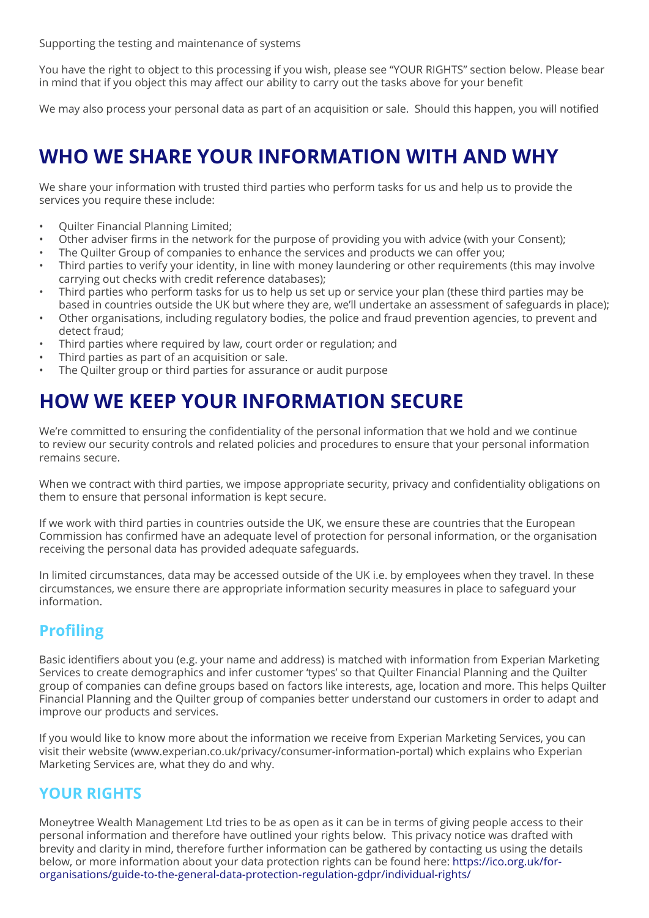Supporting the testing and maintenance of systems

You have the right to object to this processing if you wish, please see "YOUR RIGHTS" section below. Please bear in mind that if you object this may affect our ability to carry out the tasks above for your benefit

We may also process your personal data as part of an acquisition or sale.  Should this happen, you will notified

# WHO WE SHARE YOUR INFORMATION WITH AND WHY

We share your information with trusted third parties who perform tasks for us and help us to provide the services you require these include:

- Quilter Financial Planning Limited;
- Other adviser firms in the network for the purpose of providing you with advice (with your Consent);
- The Quilter Group of companies to enhance the services and products we can offer you;
- Third parties to verify your identity, in line with money laundering or other requirements (this may involve carrying out checks with credit reference databases);
- Third parties who perform tasks for us to help us set up or service your plan (these third parties may be based in countries outside the UK but where they are, we'll undertake an assessment of safeguards in place);
- Other organisations, including regulatory bodies, the police and fraud prevention agencies, to prevent and detect fraud;
- Third parties where required by law, court order or regulation; and
- Third parties as part of an acquisition or sale.
- The Quilter group or third parties for assurance or audit purpose

# HOW WE KEEP YOUR INFORMATION SECURE

We're committed to ensuring the confidentiality of the personal information that we hold and we continue to review our security controls and related policies and procedures to ensure that your personal information remains secure.

When we contract with third parties, we impose appropriate security, privacy and confidentiality obligations on them to ensure that personal information is kept secure.

If we work with third parties in countries outside the UK, we ensure these are countries that the European Commission has confirmed have an adequate level of protection for personal information, or the organisation receiving the personal data has provided adequate safeguards.

In limited circumstances, data may be accessed outside of the UK i.e. by employees when they travel. In these circumstances, we ensure there are appropriate information security measures in place to safeguard your information.

## Profiling

Basic identifiers about you (e.g. your name and address) is matched with information from Experian Marketing Services to create demographics and infer customer 'types' so that Quilter Financial Planning and the Quilter group of companies can define groups based on factors like interests, age, location and more. This helps Quilter Financial Planning and the Quilter group of companies better understand our customers in order to adapt and improve our products and services.

If you would like to know more about the information we receive from Experian Marketing Services, you can visit their website (www.experian.co.uk/privacy/consumer-information-portal) which explains who Experian Marketing Services are, what they do and why.

## YOUR RIGHTS

Moneytree Wealth Management Ltd tries to be as open as it can be in terms of giving people access to their personal information and therefore have outlined your rights below.  This privacy notice was drafted with brevity and clarity in mind, therefore further information can be gathered by contacting us using the details below, or more information about your data protection rights can be found here: https://ico.org.uk/for-organisations/guide-to-the-general-data-protection-regulation-gdpr/individual-rights/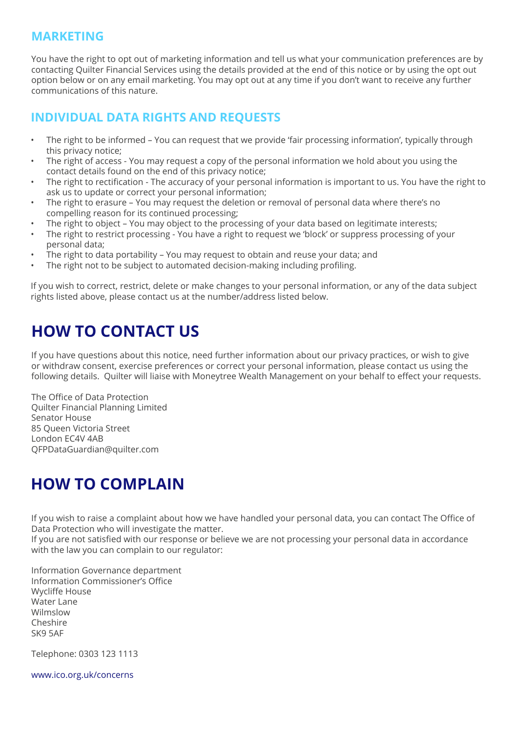## MARKETING

You have the right to opt out of marketing information and tell us what your communication preferences are by contacting Quilter Financial Services using the details provided at the end of this notice or by using the opt out option below or on any email marketing. You may opt out at any time if you don't want to receive any further communications of this nature.

## INDIVIDUAL DATA RIGHTS AND REQUESTS

- The right to be informed – You can request that we provide 'fair processing information', typically through this privacy notice;
- The right of access - You may request a copy of the personal information we hold about you using the contact details found on the end of this privacy notice;
- The right to rectification - The accuracy of your personal information is important to us. You have the right to ask us to update or correct your personal information;
- The right to erasure – You may request the deletion or removal of personal data where there's no compelling reason for its continued processing;
- The right to object – You may object to the processing of your data based on legitimate interests;
- The right to restrict processing - You have a right to request we 'block' or suppress processing of your personal data;
- The right to data portability – You may request to obtain and reuse your data; and
- The right not to be subject to automated decision-making including profiling.

If you wish to correct, restrict, delete or make changes to your personal information, or any of the data subject rights listed above, please contact us at the number/address listed below.

# HOW TO CONTACT US

If you have questions about this notice, need further information about our privacy practices, or wish to give or withdraw consent, exercise preferences or correct your personal information, please contact us using the following details. Quilter will liaise with Moneytree Wealth Management on your behalf to effect your requests.

The Office of Data Protection
Quilter Financial Planning Limited
Senator House
85 Queen Victoria Street
London EC4V 4AB
QFPDataGuardian@quilter.com

# HOW TO COMPLAIN

If you wish to raise a complaint about how we have handled your personal data, you can contact The Office of Data Protection who will investigate the matter.
If you are not satisfied with our response or believe we are not processing your personal data in accordance with the law you can complain to our regulator:

Information Governance department
Information Commissioner's Office
Wycliffe House
Water Lane
Wilmslow
Cheshire
SK9 5AF

Telephone: 0303 123 1113

www.ico.org.uk/concerns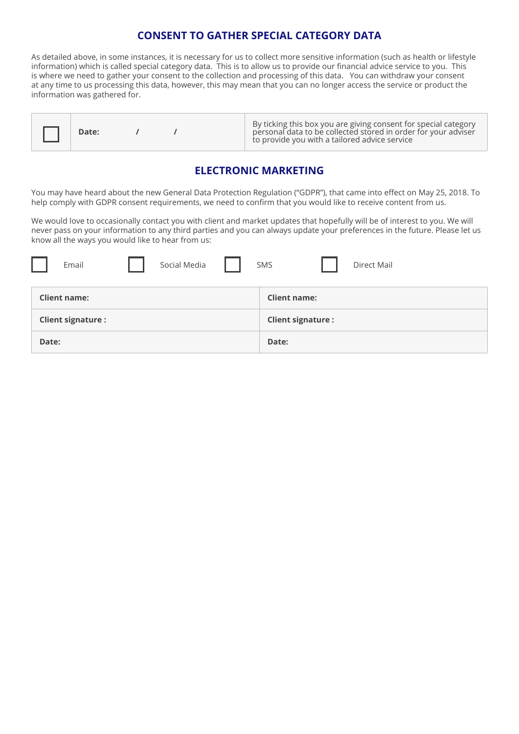## CONSENT TO GATHER SPECIAL CATEGORY DATA

As detailed above, in some instances, it is necessary for us to collect more sensitive information (such as health or lifestyle information) which is called special category data. This is to allow us to provide our financial advice service to you. This is where we need to gather your consent to the collection and processing of this data. You can withdraw your consent at any time to us processing this data, however, this may mean that you can no longer access the service or product the information was gathered for.

| ☐ | **Date:** / / | By ticking this box you are giving consent for special category personal data to be collected stored in order for your adviser to provide you with a tailored advice service |
|---|---|---|

## ELECTRONIC MARKETING

You may have heard about the new General Data Protection Regulation ("GDPR"), that came into effect on May 25, 2018. To help comply with GDPR consent requirements, we need to confirm that you would like to receive content from us.

We would love to occasionally contact you with client and market updates that hopefully will be of interest to you. We will never pass on your information to any third parties and you can always update your preferences in the future. Please let us know all the ways you would like to hear from us:

☐ Email ☐ Social Media ☐ SMS ☐ Direct Mail

| **Client name:** | **Client name:** |
|---|---|
| **Client signature :** | **Client signature :** |
| **Date:** | **Date:** |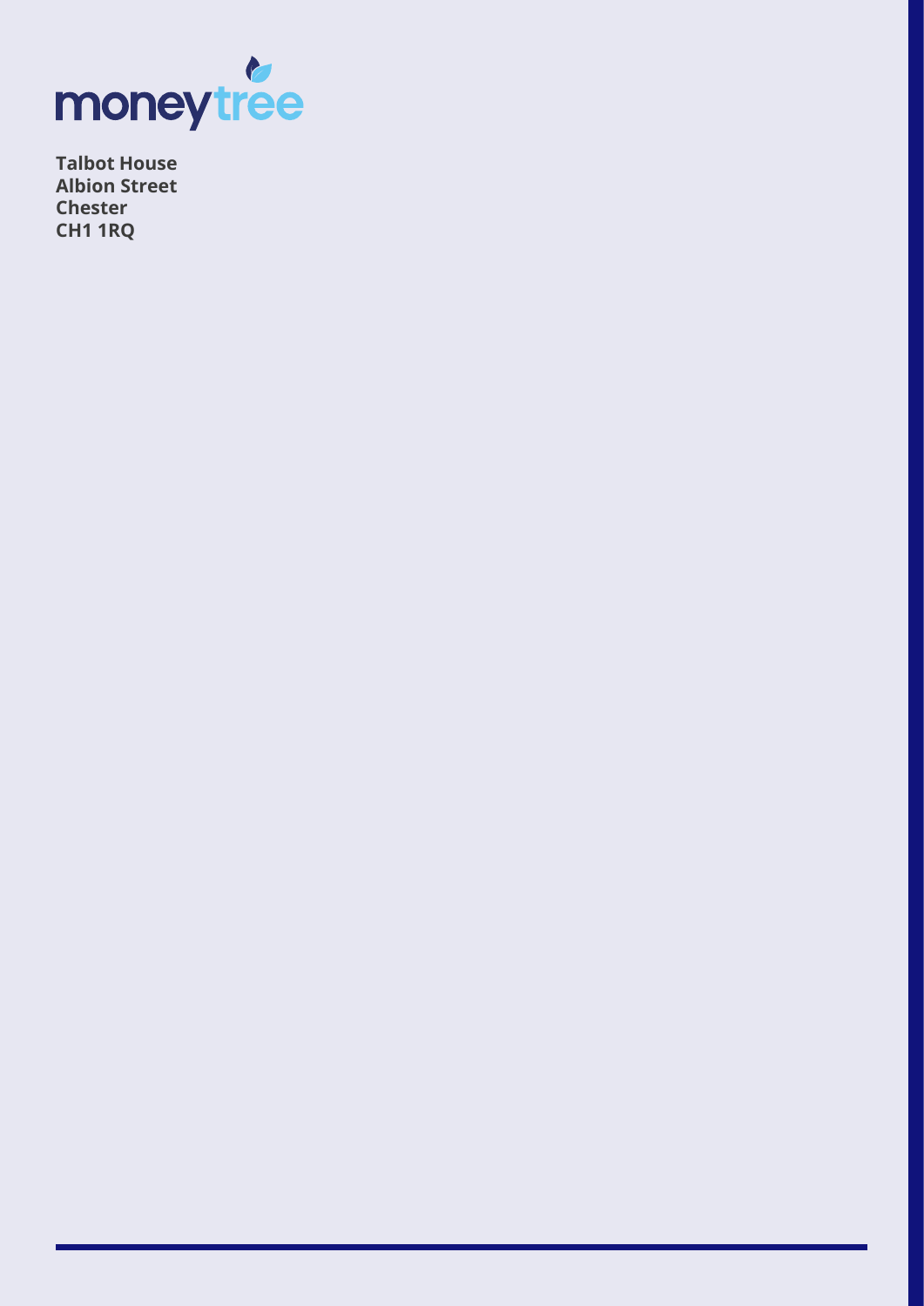moneytree

**Talbot House**
**Albion Street**
**Chester**
**CH1 1RQ**